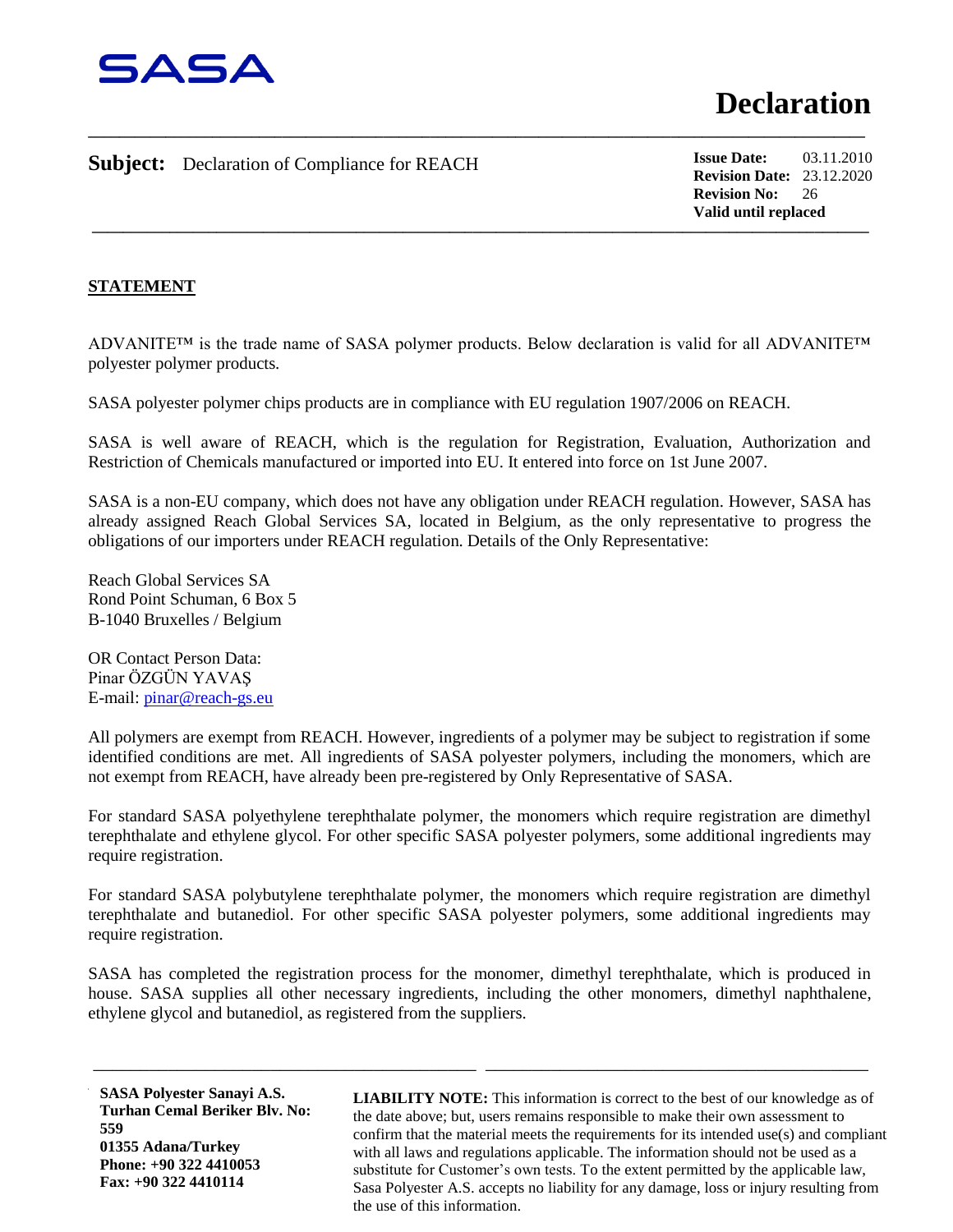SASA

# Declaration

**Subject:** Declaration of Compliance for REACH

**Issue Date:** 03.11.2010
**Revision Date:** 23.12.2020
**Revision No:** 26
**Valid until replaced**

## STATEMENT

ADVANITE™ is the trade name of SASA polymer products. Below declaration is valid for all ADVANITE™ polyester polymer products.

SASA polyester polymer chips products are in compliance with EU regulation 1907/2006 on REACH.

SASA is well aware of REACH, which is the regulation for Registration, Evaluation, Authorization and Restriction of Chemicals manufactured or imported into EU. It entered into force on 1st June 2007.

SASA is a non-EU company, which does not have any obligation under REACH regulation. However, SASA has already assigned Reach Global Services SA, located in Belgium, as the only representative to progress the obligations of our importers under REACH regulation. Details of the Only Representative:

Reach Global Services SA
Rond Point Schuman, 6 Box 5
B-1040 Bruxelles / Belgium

OR Contact Person Data:
Pinar ÖZGÜN YAVAŞ
E-mail: pinar@reach-gs.eu

All polymers are exempt from REACH. However, ingredients of a polymer may be subject to registration if some identified conditions are met. All ingredients of SASA polyester polymers, including the monomers, which are not exempt from REACH, have already been pre-registered by Only Representative of SASA.

For standard SASA polyethylene terephthalate polymer, the monomers which require registration are dimethyl terephthalate and ethylene glycol. For other specific SASA polyester polymers, some additional ingredients may require registration.

For standard SASA polybutylene terephthalate polymer, the monomers which require registration are dimethyl terephthalate and butanediol. For other specific SASA polyester polymers, some additional ingredients may require registration.

SASA has completed the registration process for the monomer, dimethyl terephthalate, which is produced in house. SASA supplies all other necessary ingredients, including the other monomers, dimethyl naphthalene, ethylene glycol and butanediol, as registered from the suppliers.

**SASA Polyester Sanayi A.S.**
**Turhan Cemal Beriker Blv. No: 559**
**01355 Adana/Turkey**
**Phone: +90 322 4410053**
**Fax: +90 322 4410114**

**LIABILITY NOTE:** This information is correct to the best of our knowledge as of the date above; but, users remains responsible to make their own assessment to confirm that the material meets the requirements for its intended use(s) and compliant with all laws and regulations applicable. The information should not be used as a substitute for Customer's own tests. To the extent permitted by the applicable law, Sasa Polyester A.S. accepts no liability for any damage, loss or injury resulting from the use of this information.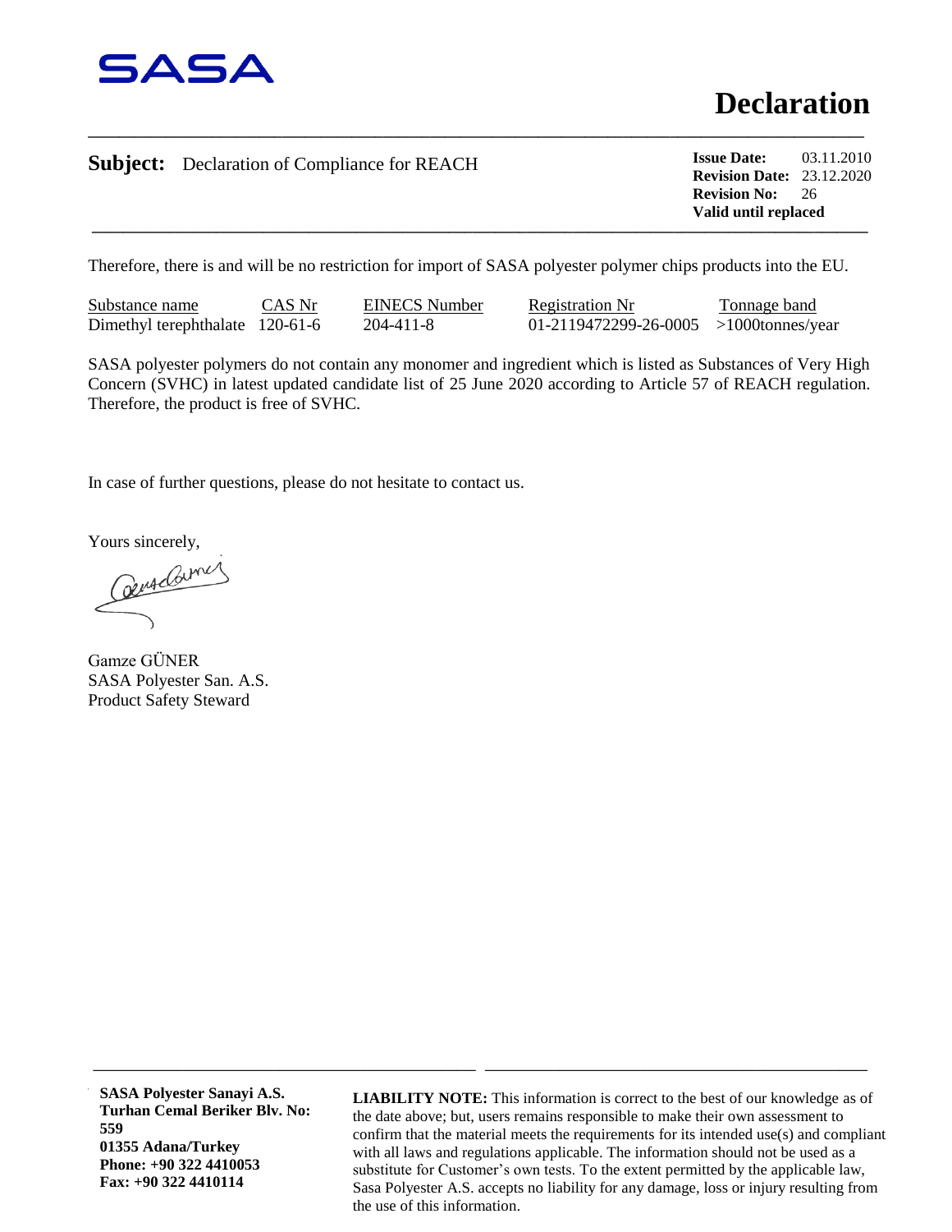# Declaration

**Subject:** Declaration of Compliance for REACH

**Issue Date:** 03.11.2010
**Revision Date:** 23.12.2020
**Revision No:** 26
**Valid until replaced**

Therefore, there is and will be no restriction for import of SASA polyester polymer chips products into the EU.

| Substance name | CAS Nr | EINECS Number | Registration Nr | Tonnage band |
|---|---|---|---|---|
| Dimethyl terephthalate | 120-61-6 | 204-411-8 | 01-2119472299-26-0005 | >1000tonnes/year |

SASA polyester polymers do not contain any monomer and ingredient which is listed as Substances of Very High Concern (SVHC) in latest updated candidate list of 25 June 2020 according to Article 57 of REACH regulation. Therefore, the product is free of SVHC.

In case of further questions, please do not hesitate to contact us.

Yours sincerely,

Gamze GÜNER
SASA Polyester San. A.S.
Product Safety Steward

**SASA Polyester Sanayi A.S.**
**Turhan Cemal Beriker Blv. No: 559**
**01355 Adana/Turkey**
**Phone: +90 322 4410053**
**Fax: +90 322 4410114**

**LIABILITY NOTE:** This information is correct to the best of our knowledge as of the date above; but, users remains responsible to make their own assessment to confirm that the material meets the requirements for its intended use(s) and compliant with all laws and regulations applicable. The information should not be used as a substitute for Customer's own tests. To the extent permitted by the applicable law, Sasa Polyester A.S. accepts no liability for any damage, loss or injury resulting from the use of this information.